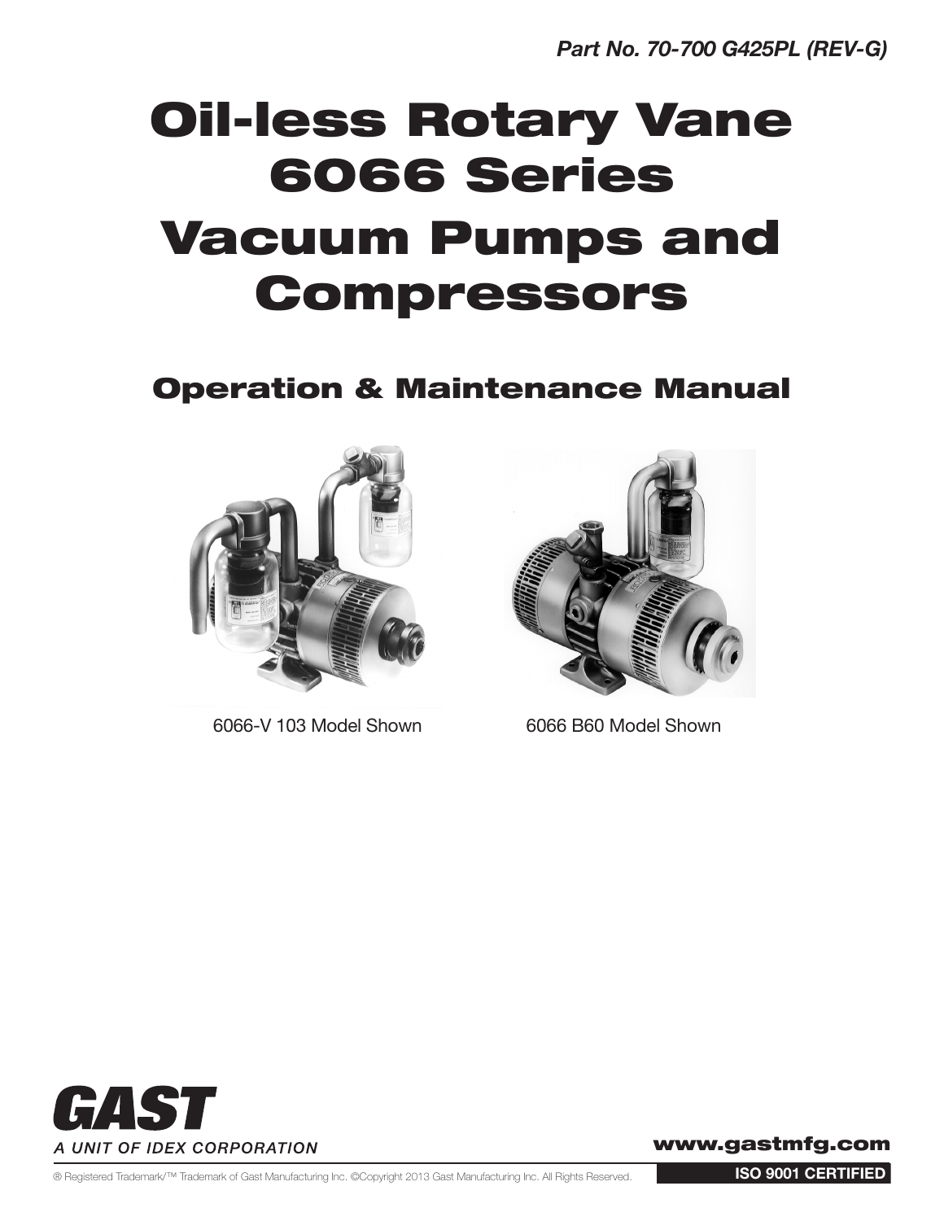*Part No. 70-700 G425PL (REV-G)*

# Oil-less Rotary Vane 6066 Series Vacuum Pumps and Compressors

## Operation & Maintenance Manual

6066-V 103 Model Shown

6066 B60 Model Shown

**GAST**

*A UNIT OF IDEX CORPORATION*

**www.gastmfg.com**

® Registered Trademark/™ Trademark of Gast Manufacturing Inc. ©Copyright 2013 Gast Manufacturing Inc. All Rights Reserved.

**ISO 9001 CERTIFIED**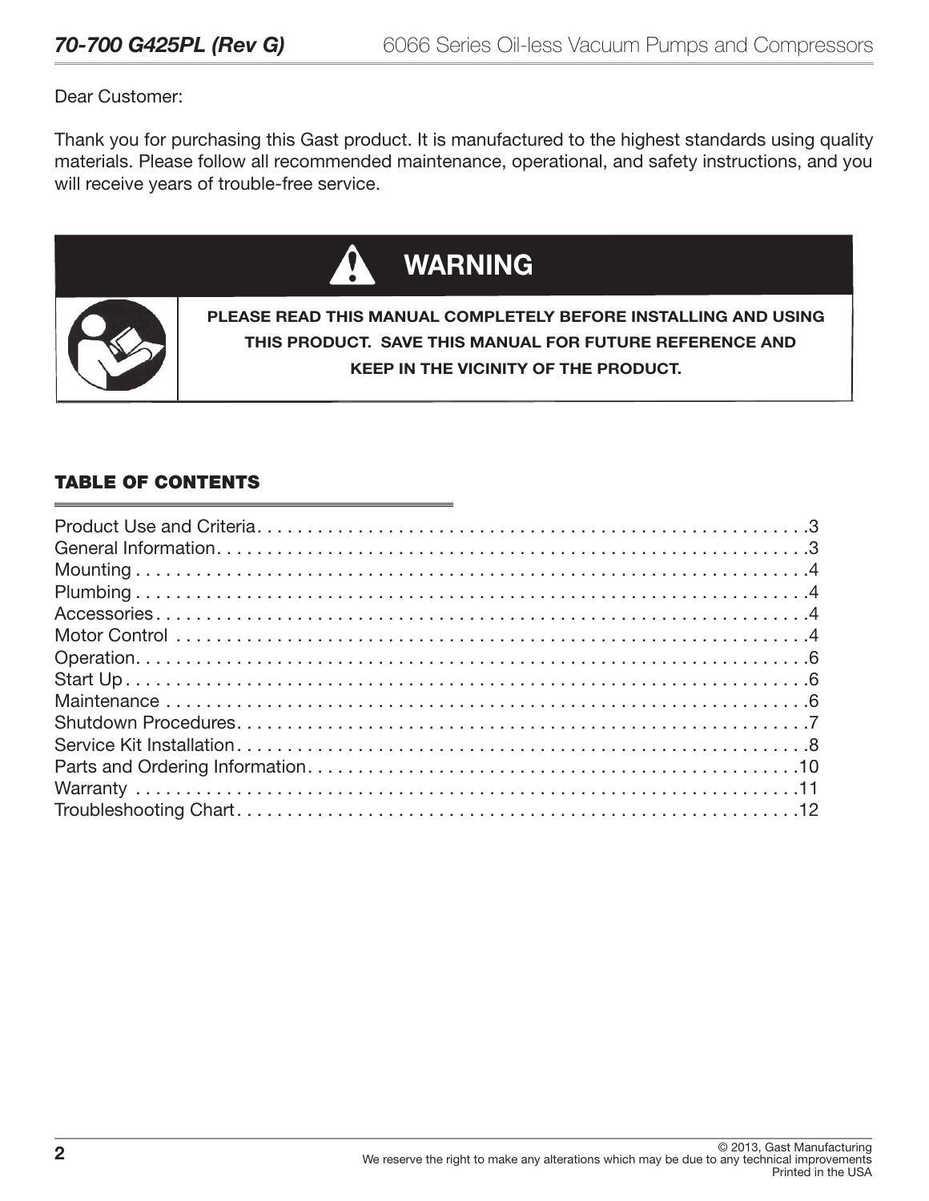Dear Customer:

Thank you for purchasing this Gast product. It is manufactured to the highest standards using quality materials. Please follow all recommended maintenance, operational, and safety instructions, and you will receive years of trouble-free service.

## WARNING

**PLEASE READ THIS MANUAL COMPLETELY BEFORE INSTALLING AND USING THIS PRODUCT. SAVE THIS MANUAL FOR FUTURE REFERENCE AND KEEP IN THE VICINITY OF THE PRODUCT.**

## TABLE OF CONTENTS

| Section | Page |
|---|---|
| Product Use and Criteria | 3 |
| General Information | 3 |
| Mounting | 4 |
| Plumbing | 4 |
| Accessories | 4 |
| Motor Control | 4 |
| Operation | 6 |
| Start Up | 6 |
| Maintenance | 6 |
| Shutdown Procedures | 7 |
| Service Kit Installation | 8 |
| Parts and Ordering Information | 10 |
| Warranty | 11 |
| Troubleshooting Chart | 12 |

© 2013, Gast Manufacturing
We reserve the right to make any alterations which may be due to any technical improvements
Printed in the USA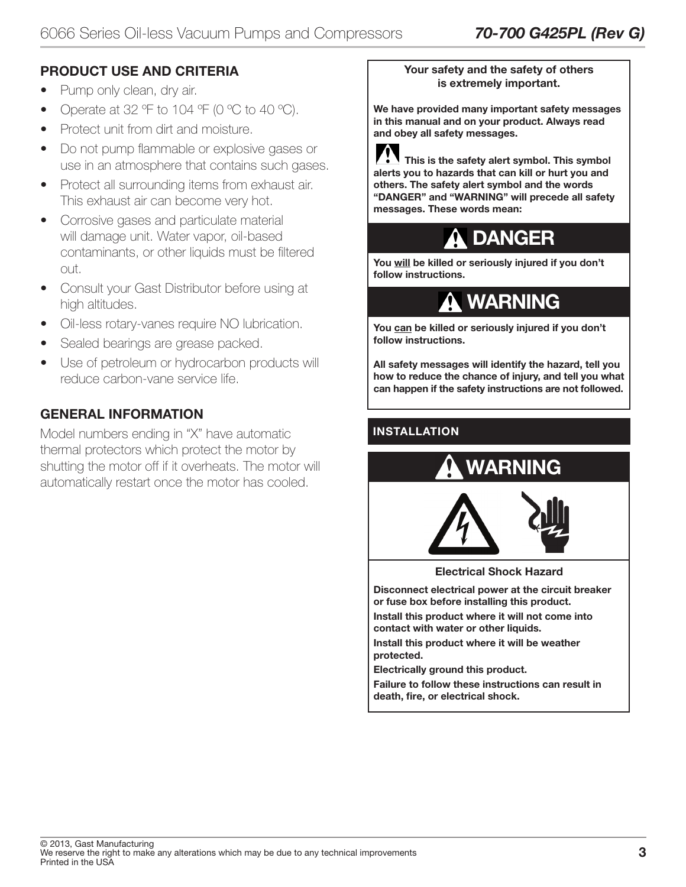## PRODUCT USE AND CRITERIA

- Pump only clean, dry air.
- Operate at 32 ºF to 104 ºF (0 ºC to 40 ºC).
- Protect unit from dirt and moisture.
- Do not pump flammable or explosive gases or use in an atmosphere that contains such gases.
- Protect all surrounding items from exhaust air. This exhaust air can become very hot.
- Corrosive gases and particulate material will damage unit. Water vapor, oil-based contaminants, or other liquids must be filtered out.
- Consult your Gast Distributor before using at high altitudes.
- Oil-less rotary-vanes require NO lubrication.
- Sealed bearings are grease packed.
- Use of petroleum or hydrocarbon products will reduce carbon-vane service life.

## GENERAL INFORMATION

Model numbers ending in "X" have automatic thermal protectors which protect the motor by shutting the motor off if it overheats. The motor will automatically restart once the motor has cooled.

**Your safety and the safety of others is extremely important.**

**We have provided many important safety messages in this manual and on your product. Always read and obey all safety messages.**

**⚠ This is the safety alert symbol. This symbol alerts you to hazards that can kill or hurt you and others. The safety alert symbol and the words "DANGER" and "WARNING" will precede all safety messages. These words mean:**

### ⚠ DANGER

**You will be killed or seriously injured if you don't follow instructions.**

### ⚠ WARNING

**You can be killed or seriously injured if you don't follow instructions.**

**All safety messages will identify the hazard, tell you how to reduce the chance of injury, and tell you what can happen if the safety instructions are not followed.**

## INSTALLATION

### ⚠ WARNING

**Electrical Shock Hazard**

**Disconnect electrical power at the circuit breaker or fuse box before installing this product.**

**Install this product where it will not come into contact with water or other liquids.**

**Install this product where it will be weather protected.**

**Electrically ground this product.**

**Failure to follow these instructions can result in death, fire, or electrical shock.**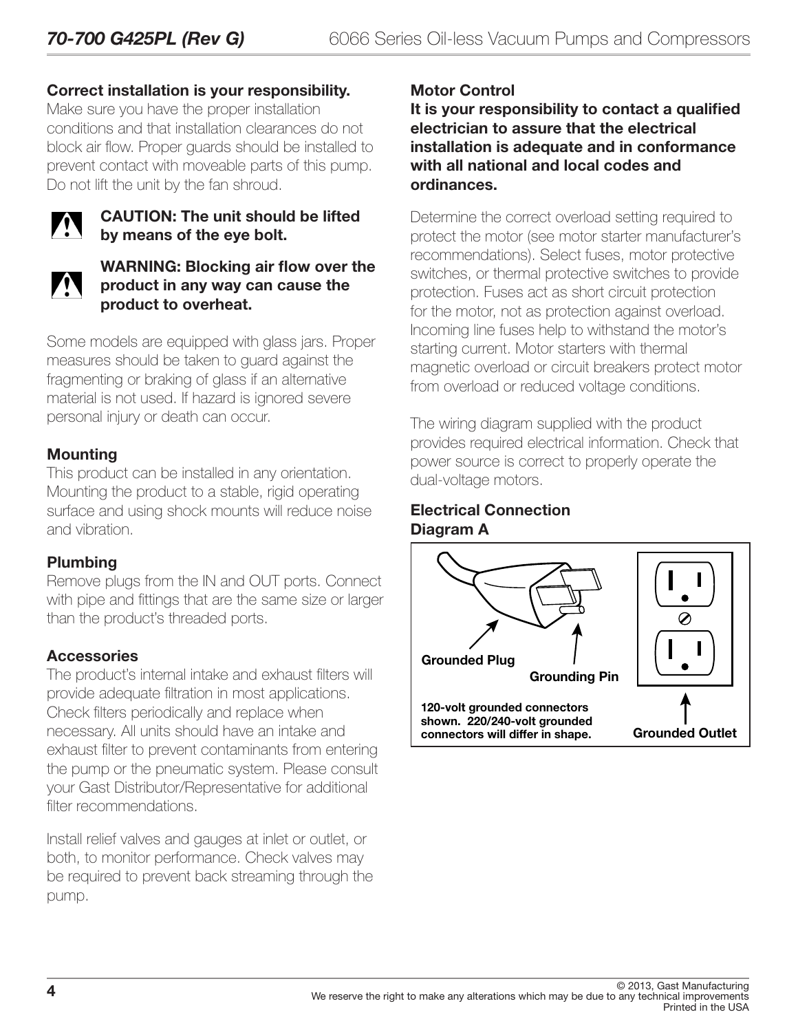**Correct installation is your responsibility.**
Make sure you have the proper installation conditions and that installation clearances do not block air flow. Proper guards should be installed to prevent contact with moveable parts of this pump. Do not lift the unit by the fan shroud.

**CAUTION: The unit should be lifted by means of the eye bolt.**

**WARNING: Blocking air flow over the product in any way can cause the product to overheat.**

Some models are equipped with glass jars. Proper measures should be taken to guard against the fragmenting or braking of glass if an alternative material is not used. If hazard is ignored severe personal injury or death can occur.

### Mounting

This product can be installed in any orientation. Mounting the product to a stable, rigid operating surface and using shock mounts will reduce noise and vibration.

### Plumbing

Remove plugs from the IN and OUT ports. Connect with pipe and fittings that are the same size or larger than the product's threaded ports.

### Accessories

The product's internal intake and exhaust filters will provide adequate filtration in most applications. Check filters periodically and replace when necessary. All units should have an intake and exhaust filter to prevent contaminants from entering the pump or the pneumatic system. Please consult your Gast Distributor/Representative for additional filter recommendations.

Install relief valves and gauges at inlet or outlet, or both, to monitor performance. Check valves may be required to prevent back streaming through the pump.

### Motor Control

**It is your responsibility to contact a qualified electrician to assure that the electrical installation is adequate and in conformance with all national and local codes and ordinances.**

Determine the correct overload setting required to protect the motor (see motor starter manufacturer's recommendations). Select fuses, motor protective switches, or thermal protective switches to provide protection. Fuses act as short circuit protection for the motor, not as protection against overload. Incoming line fuses help to withstand the motor's starting current. Motor starters with thermal magnetic overload or circuit breakers protect motor from overload or reduced voltage conditions.

The wiring diagram supplied with the product provides required electrical information. Check that power source is correct to properly operate the dual-voltage motors.

### Electrical Connection Diagram A

Grounded Plug

Grounding Pin

Grounded Outlet

120-volt grounded connectors shown. 220/240-volt grounded connectors will differ in shape.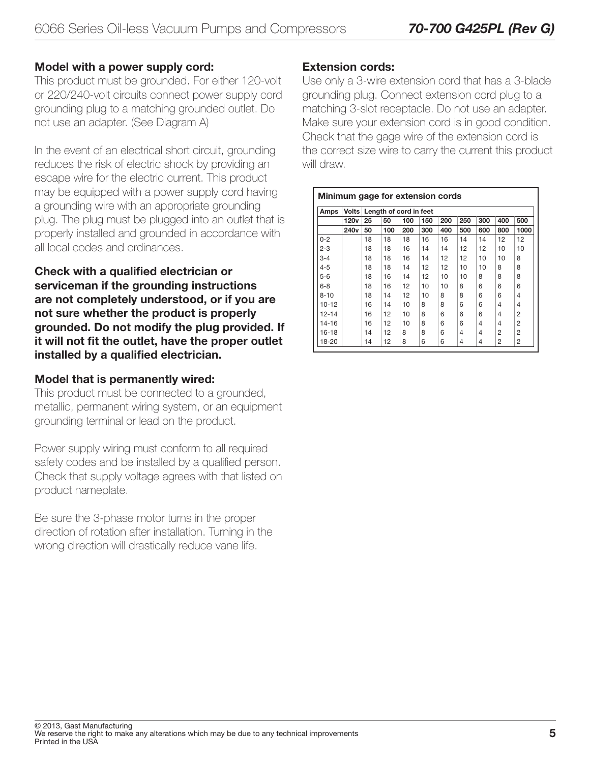### Model with a power supply cord:

This product must be grounded. For either 120-volt or 220/240-volt circuits connect power supply cord grounding plug to a matching grounded outlet. Do not use an adapter. (See Diagram A)

In the event of an electrical short circuit, grounding reduces the risk of electric shock by providing an escape wire for the electric current. This product may be equipped with a power supply cord having a grounding wire with an appropriate grounding plug. The plug must be plugged into an outlet that is properly installed and grounded in accordance with all local codes and ordinances.

**Check with a qualified electrician or serviceman if the grounding instructions are not completely understood, or if you are not sure whether the product is properly grounded. Do not modify the plug provided. If it will not fit the outlet, have the proper outlet installed by a qualified electrician.**

### Model that is permanently wired:

This product must be connected to a grounded, metallic, permanent wiring system, or an equipment grounding terminal or lead on the product.

Power supply wiring must conform to all required safety codes and be installed by a qualified person. Check that supply voltage agrees with that listed on product nameplate.

Be sure the 3-phase motor turns in the proper direction of rotation after installation. Turning in the wrong direction will drastically reduce vane life.

### Extension cords:

Use only a 3-wire extension cord that has a 3-blade grounding plug. Connect extension cord plug to a matching 3-slot receptacle. Do not use an adapter. Make sure your extension cord is in good condition. Check that the gage wire of the extension cord is the correct size wire to carry the current this product will draw.

**Minimum gage for extension cords**

| Amps | Volts | Length of cord in feet | | | | | | | | |
|---|---|---|---|---|---|---|---|---|---|---|
| | **120v** | **25** | **50** | **100** | **150** | **200** | **250** | **300** | **400** | **500** |
| | **240v** | **50** | **100** | **200** | **300** | **400** | **500** | **600** | **800** | **1000** |
| 0-2 | | 18 | 18 | 18 | 16 | 16 | 14 | 14 | 12 | 12 |
| 2-3 | | 18 | 18 | 16 | 14 | 14 | 12 | 12 | 10 | 10 |
| 3-4 | | 18 | 18 | 16 | 14 | 12 | 12 | 10 | 10 | 8 |
| 4-5 | | 18 | 18 | 14 | 12 | 12 | 10 | 10 | 8 | 8 |
| 5-6 | | 18 | 16 | 14 | 12 | 10 | 10 | 8 | 8 | 8 |
| 6-8 | | 18 | 16 | 12 | 10 | 10 | 8 | 6 | 6 | 6 |
| 8-10 | | 18 | 14 | 12 | 10 | 8 | 8 | 6 | 6 | 4 |
| 10-12 | | 16 | 14 | 10 | 8 | 8 | 6 | 6 | 4 | 4 |
| 12-14 | | 16 | 12 | 10 | 8 | 6 | 6 | 6 | 4 | 2 |
| 14-16 | | 16 | 12 | 10 | 8 | 6 | 6 | 4 | 4 | 2 |
| 16-18 | | 14 | 12 | 8 | 8 | 6 | 4 | 4 | 2 | 2 |
| 18-20 | | 14 | 12 | 8 | 6 | 6 | 4 | 4 | 2 | 2 |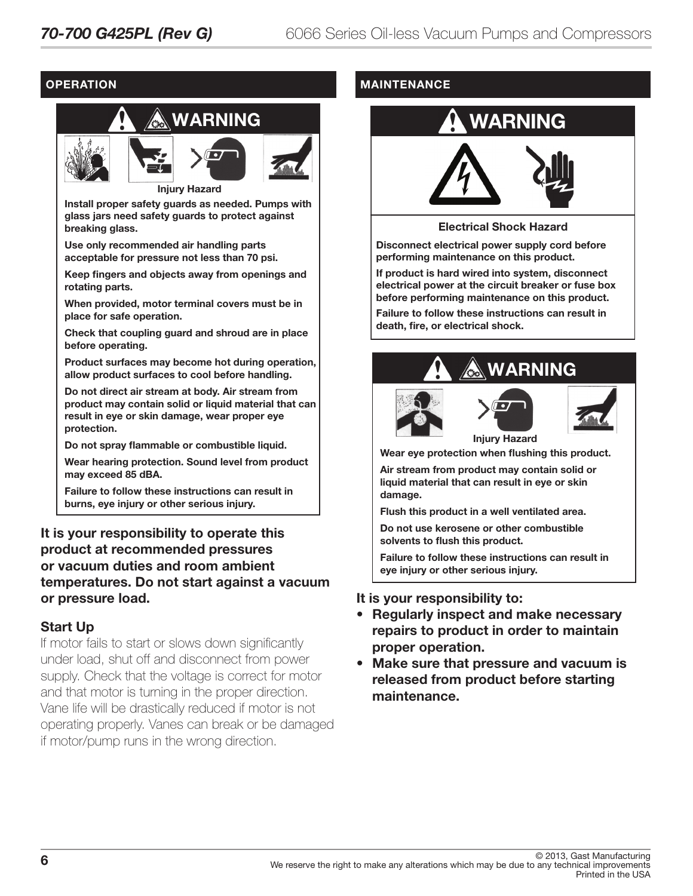## OPERATION

### WARNING

**Injury Hazard**

**Install proper safety guards as needed. Pumps with glass jars need safety guards to protect against breaking glass.**

**Use only recommended air handling parts acceptable for pressure not less than 70 psi.**

**Keep fingers and objects away from openings and rotating parts.**

**When provided, motor terminal covers must be in place for safe operation.**

**Check that coupling guard and shroud are in place before operating.**

**Product surfaces may become hot during operation, allow product surfaces to cool before handling.**

**Do not direct air stream at body. Air stream from product may contain solid or liquid material that can result in eye or skin damage, wear proper eye protection.**

**Do not spray flammable or combustible liquid.**

**Wear hearing protection. Sound level from product may exceed 85 dBA.**

**Failure to follow these instructions can result in burns, eye injury or other serious injury.**

**It is your responsibility to operate this product at recommended pressures or vacuum duties and room ambient temperatures. Do not start against a vacuum or pressure load.**

### Start Up

If motor fails to start or slows down significantly under load, shut off and disconnect from power supply. Check that the voltage is correct for motor and that motor is turning in the proper direction. Vane life will be drastically reduced if motor is not operating properly. Vanes can break or be damaged if motor/pump runs in the wrong direction.

## MAINTENANCE

### WARNING

**Electrical Shock Hazard**

**Disconnect electrical power supply cord before performing maintenance on this product.**

**If product is hard wired into system, disconnect electrical power at the circuit breaker or fuse box before performing maintenance on this product.**

**Failure to follow these instructions can result in death, fire, or electrical shock.**

### WARNING

**Injury Hazard**

**Wear eye protection when flushing this product.**

**Air stream from product may contain solid or liquid material that can result in eye or skin damage.**

**Flush this product in a well ventilated area.**

**Do not use kerosene or other combustible solvents to flush this product.**

**Failure to follow these instructions can result in eye injury or other serious injury.**

**It is your responsibility to:**

- **Regularly inspect and make necessary repairs to product in order to maintain proper operation.**
- **Make sure that pressure and vacuum is released from product before starting maintenance.**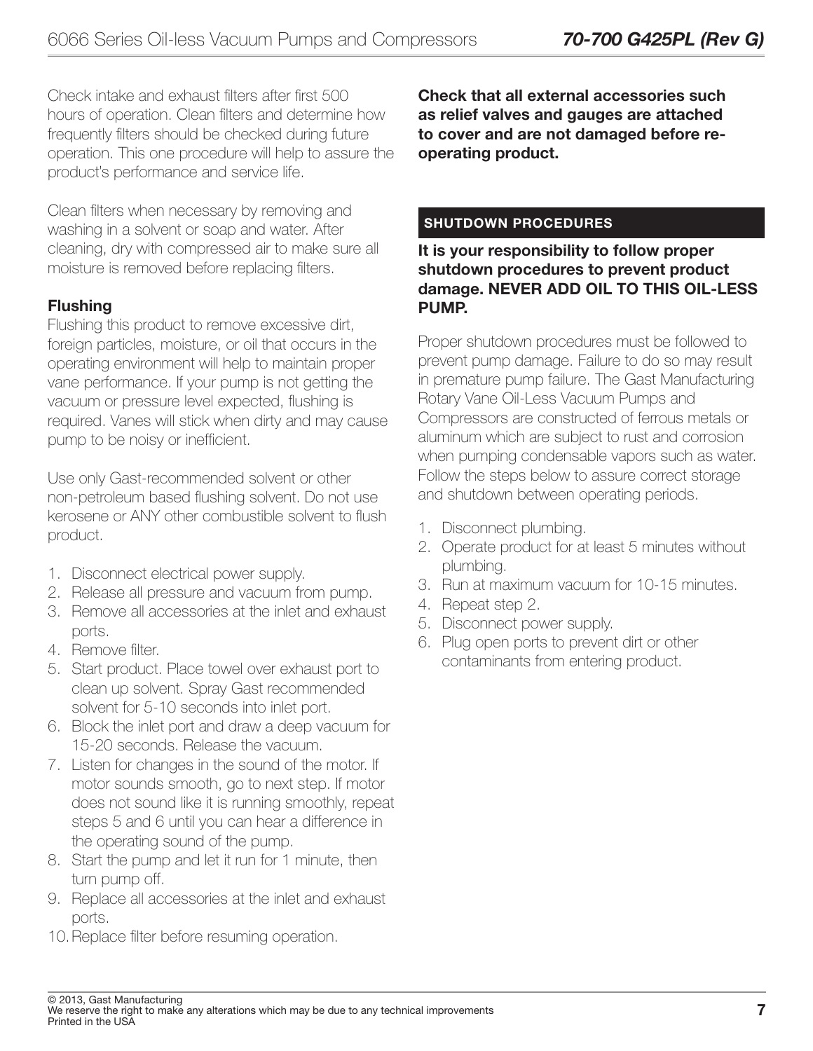Check intake and exhaust filters after first 500 hours of operation. Clean filters and determine how frequently filters should be checked during future operation. This one procedure will help to assure the product's performance and service life.

Clean filters when necessary by removing and washing in a solvent or soap and water. After cleaning, dry with compressed air to make sure all moisture is removed before replacing filters.

### Flushing

Flushing this product to remove excessive dirt, foreign particles, moisture, or oil that occurs in the operating environment will help to maintain proper vane performance. If your pump is not getting the vacuum or pressure level expected, flushing is required. Vanes will stick when dirty and may cause pump to be noisy or inefficient.

Use only Gast-recommended solvent or other non-petroleum based flushing solvent. Do not use kerosene or ANY other combustible solvent to flush product.

1. Disconnect electrical power supply.
2. Release all pressure and vacuum from pump.
3. Remove all accessories at the inlet and exhaust ports.
4. Remove filter.
5. Start product. Place towel over exhaust port to clean up solvent. Spray Gast recommended solvent for 5-10 seconds into inlet port.
6. Block the inlet port and draw a deep vacuum for 15-20 seconds. Release the vacuum.
7. Listen for changes in the sound of the motor. If motor sounds smooth, go to next step. If motor does not sound like it is running smoothly, repeat steps 5 and 6 until you can hear a difference in the operating sound of the pump.
8. Start the pump and let it run for 1 minute, then turn pump off.
9. Replace all accessories at the inlet and exhaust ports.
10. Replace filter before resuming operation.

**Check that all external accessories such as relief valves and gauges are attached to cover and are not damaged before re-operating product.**

## SHUTDOWN PROCEDURES

**It is your responsibility to follow proper shutdown procedures to prevent product damage. NEVER ADD OIL TO THIS OIL-LESS PUMP.**

Proper shutdown procedures must be followed to prevent pump damage. Failure to do so may result in premature pump failure. The Gast Manufacturing Rotary Vane Oil-Less Vacuum Pumps and Compressors are constructed of ferrous metals or aluminum which are subject to rust and corrosion when pumping condensable vapors such as water. Follow the steps below to assure correct storage and shutdown between operating periods.

1. Disconnect plumbing.
2. Operate product for at least 5 minutes without plumbing.
3. Run at maximum vacuum for 10-15 minutes.
4. Repeat step 2.
5. Disconnect power supply.
6. Plug open ports to prevent dirt or other contaminants from entering product.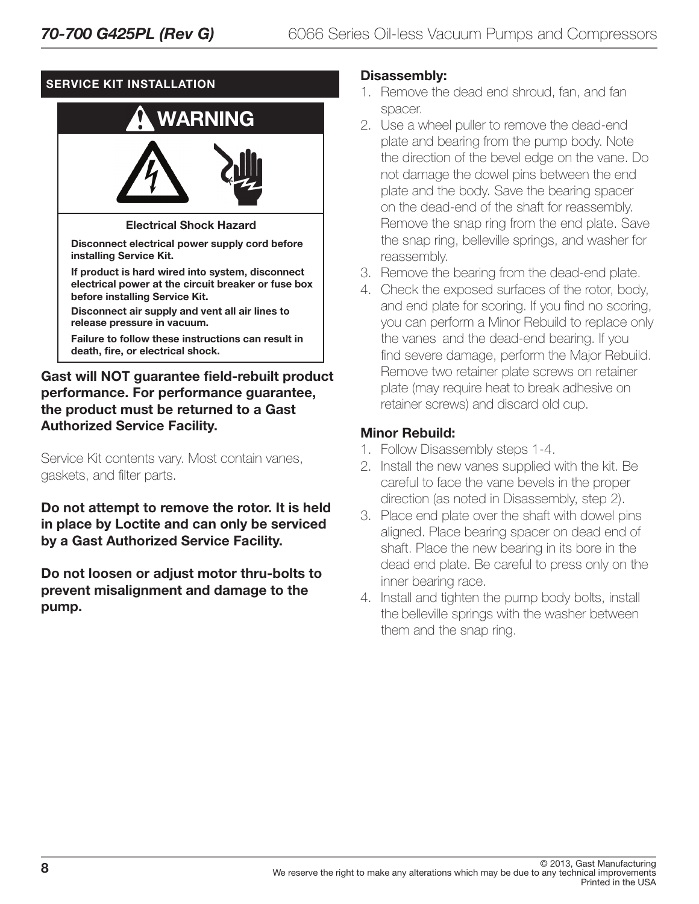## SERVICE KIT INSTALLATION

**⚠ WARNING**

**Electrical Shock Hazard**

**Disconnect electrical power supply cord before installing Service Kit.**

**If product is hard wired into system, disconnect electrical power at the circuit breaker or fuse box before installing Service Kit.**

**Disconnect air supply and vent all air lines to release pressure in vacuum.**

**Failure to follow these instructions can result in death, fire, or electrical shock.**

**Gast will NOT guarantee field-rebuilt product performance. For performance guarantee, the product must be returned to a Gast Authorized Service Facility.**

Service Kit contents vary. Most contain vanes, gaskets, and filter parts.

**Do not attempt to remove the rotor. It is held in place by Loctite and can only be serviced by a Gast Authorized Service Facility.**

**Do not loosen or adjust motor thru-bolts to prevent misalignment and damage to the pump.**

### Disassembly:

1. Remove the dead end shroud, fan, and fan spacer.
2. Use a wheel puller to remove the dead-end plate and bearing from the pump body. Note the direction of the bevel edge on the vane. Do not damage the dowel pins between the end plate and the body. Save the bearing spacer on the dead-end of the shaft for reassembly. Remove the snap ring from the end plate. Save the snap ring, belleville springs, and washer for reassembly.
3. Remove the bearing from the dead-end plate.
4. Check the exposed surfaces of the rotor, body, and end plate for scoring. If you find no scoring, you can perform a Minor Rebuild to replace only the vanes and the dead-end bearing. If you find severe damage, perform the Major Rebuild. Remove two retainer plate screws on retainer plate (may require heat to break adhesive on retainer screws) and discard old cup.

### Minor Rebuild:

1. Follow Disassembly steps 1-4.
2. Install the new vanes supplied with the kit. Be careful to face the vane bevels in the proper direction (as noted in Disassembly, step 2).
3. Place end plate over the shaft with dowel pins aligned. Place bearing spacer on dead end of shaft. Place the new bearing in its bore in the dead end plate. Be careful to press only on the inner bearing race.
4. Install and tighten the pump body bolts, install the belleville springs with the washer between them and the snap ring.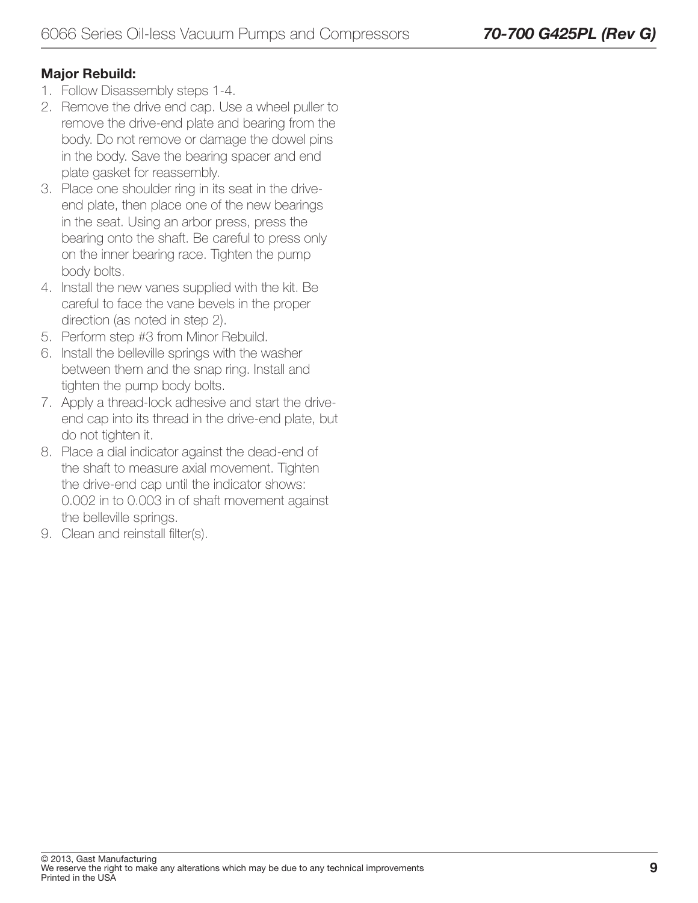**Major Rebuild:**

1. Follow Disassembly steps 1-4.
2. Remove the drive end cap. Use a wheel puller to remove the drive-end plate and bearing from the body. Do not remove or damage the dowel pins in the body. Save the bearing spacer and end plate gasket for reassembly.
3. Place one shoulder ring in its seat in the drive-end plate, then place one of the new bearings in the seat. Using an arbor press, press the bearing onto the shaft. Be careful to press only on the inner bearing race. Tighten the pump body bolts.
4. Install the new vanes supplied with the kit. Be careful to face the vane bevels in the proper direction (as noted in step 2).
5. Perform step #3 from Minor Rebuild.
6. Install the belleville springs with the washer between them and the snap ring. Install and tighten the pump body bolts.
7. Apply a thread-lock adhesive and start the drive-end cap into its thread in the drive-end plate, but do not tighten it.
8. Place a dial indicator against the dead-end of the shaft to measure axial movement. Tighten the drive-end cap until the indicator shows: 0.002 in to 0.003 in of shaft movement against the belleville springs.
9. Clean and reinstall filter(s).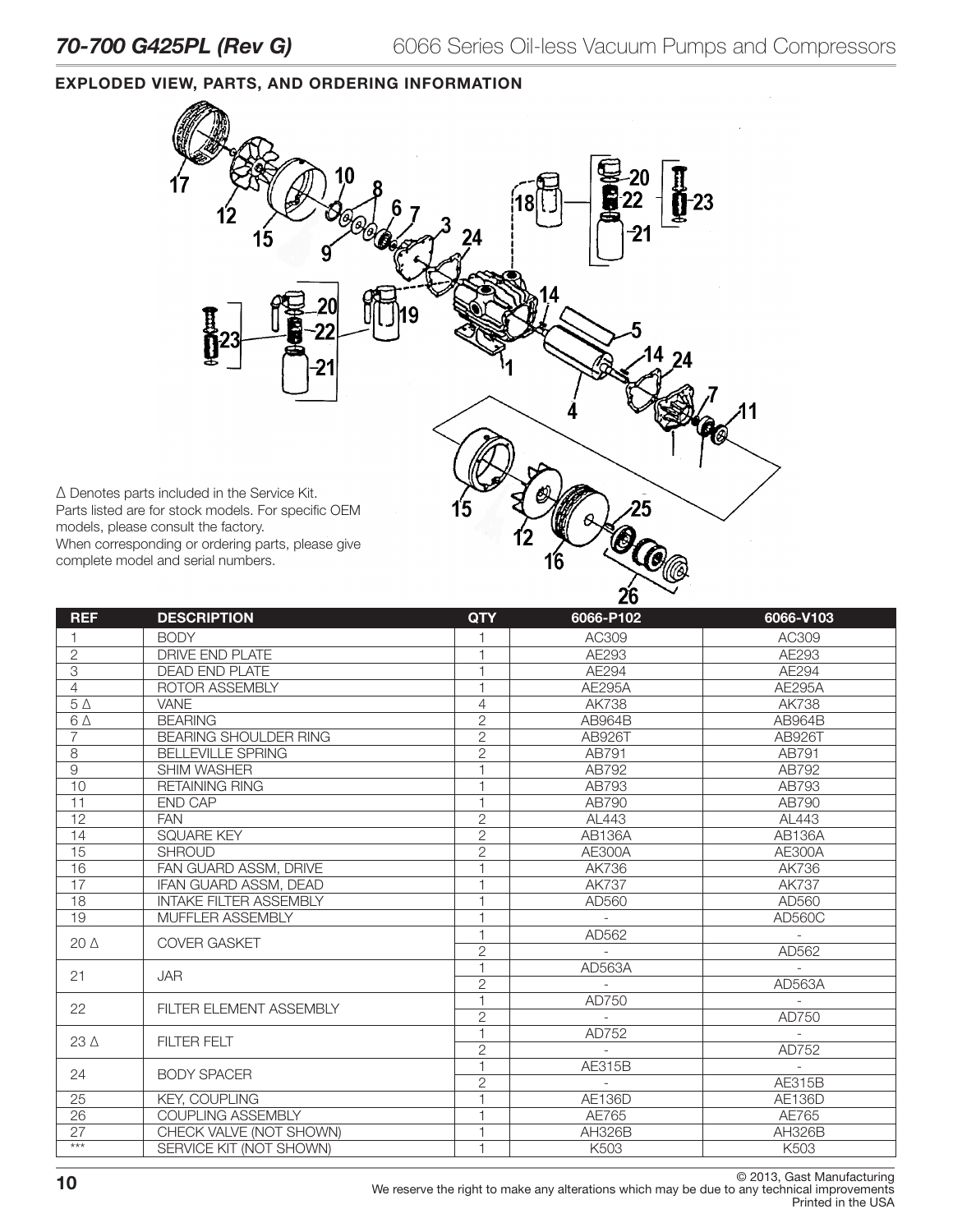## EXPLODED VIEW, PARTS, AND ORDERING INFORMATION

Δ Denotes parts included in the Service Kit.
Parts listed are for stock models. For specific OEM models, please consult the factory.
When corresponding or ordering parts, please give complete model and serial numbers.

| REF | DESCRIPTION | QTY | 6066-P102 | 6066-V103 |
|---|---|---|---|---|
| 1 | BODY | 1 | AC309 | AC309 |
| 2 | DRIVE END PLATE | 1 | AE293 | AE293 |
| 3 | DEAD END PLATE | 1 | AE294 | AE294 |
| 4 | ROTOR ASSEMBLY | 1 | AE295A | AE295A |
| 5 Δ | VANE | 4 | AK738 | AK738 |
| 6 Δ | BEARING | 2 | AB964B | AB964B |
| 7 | BEARING SHOULDER RING | 2 | AB926T | AB926T |
| 8 | BELLEVILLE SPRING | 2 | AB791 | AB791 |
| 9 | SHIM WASHER | 1 | AB792 | AB792 |
| 10 | RETAINING RING | 1 | AB793 | AB793 |
| 11 | END CAP | 1 | AB790 | AB790 |
| 12 | FAN | 2 | AL443 | AL443 |
| 14 | SQUARE KEY | 2 | AB136A | AB136A |
| 15 | SHROUD | 2 | AE300A | AE300A |
| 16 | FAN GUARD ASSM, DRIVE | 1 | AK736 | AK736 |
| 17 | IFAN GUARD ASSM, DEAD | 1 | AK737 | AK737 |
| 18 | INTAKE FILTER ASSEMBLY | 1 | AD560 | AD560 |
| 19 | MUFFLER ASSEMBLY | 1 | - | AD560C |
| 20 Δ | COVER GASKET | 1 | AD562 | - |
| | | 2 | - | AD562 |
| 21 | JAR | 1 | AD563A | - |
| | | 2 | - | AD563A |
| 22 | FILTER ELEMENT ASSEMBLY | 1 | AD750 | - |
| | | 2 | - | AD750 |
| 23 Δ | FILTER FELT | 1 | AD752 | - |
| | | 2 | - | AD752 |
| 24 | BODY SPACER | 1 | AE315B | - |
| | | 2 | - | AE315B |
| 25 | KEY, COUPLING | 1 | AE136D | AE136D |
| 26 | COUPLING ASSEMBLY | 1 | AE765 | AE765 |
| 27 | CHECK VALVE (NOT SHOWN) | 1 | AH326B | AH326B |
| *** | SERVICE KIT (NOT SHOWN) | 1 | K503 | K503 |

© 2013, Gast Manufacturing
We reserve the right to make any alterations which may be due to any technical improvements
Printed in the USA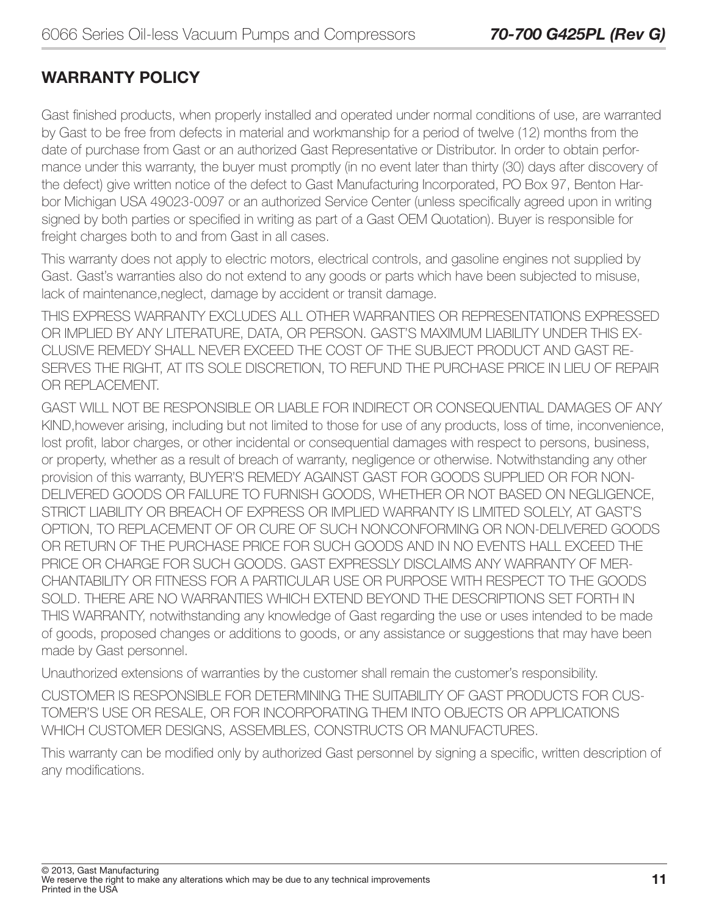## WARRANTY POLICY

Gast finished products, when properly installed and operated under normal conditions of use, are warranted by Gast to be free from defects in material and workmanship for a period of twelve (12) months from the date of purchase from Gast or an authorized Gast Representative or Distributor. In order to obtain performance under this warranty, the buyer must promptly (in no event later than thirty (30) days after discovery of the defect) give written notice of the defect to Gast Manufacturing Incorporated, PO Box 97, Benton Harbor Michigan USA 49023-0097 or an authorized Service Center (unless specifically agreed upon in writing signed by both parties or specified in writing as part of a Gast OEM Quotation). Buyer is responsible for freight charges both to and from Gast in all cases.

This warranty does not apply to electric motors, electrical controls, and gasoline engines not supplied by Gast. Gast's warranties also do not extend to any goods or parts which have been subjected to misuse, lack of maintenance,neglect, damage by accident or transit damage.

THIS EXPRESS WARRANTY EXCLUDES ALL OTHER WARRANTIES OR REPRESENTATIONS EXPRESSED OR IMPLIED BY ANY LITERATURE, DATA, OR PERSON. GAST'S MAXIMUM LIABILITY UNDER THIS EXCLUSIVE REMEDY SHALL NEVER EXCEED THE COST OF THE SUBJECT PRODUCT AND GAST RESERVES THE RIGHT, AT ITS SOLE DISCRETION, TO REFUND THE PURCHASE PRICE IN LIEU OF REPAIR OR REPLACEMENT.

GAST WILL NOT BE RESPONSIBLE OR LIABLE FOR INDIRECT OR CONSEQUENTIAL DAMAGES OF ANY KIND,however arising, including but not limited to those for use of any products, loss of time, inconvenience, lost profit, labor charges, or other incidental or consequential damages with respect to persons, business, or property, whether as a result of breach of warranty, negligence or otherwise. Notwithstanding any other provision of this warranty, BUYER'S REMEDY AGAINST GAST FOR GOODS SUPPLIED OR FOR NON-DELIVERED GOODS OR FAILURE TO FURNISH GOODS, WHETHER OR NOT BASED ON NEGLIGENCE, STRICT LIABILITY OR BREACH OF EXPRESS OR IMPLIED WARRANTY IS LIMITED SOLELY, AT GAST'S OPTION, TO REPLACEMENT OF OR CURE OF SUCH NONCONFORMING OR NON-DELIVERED GOODS OR RETURN OF THE PURCHASE PRICE FOR SUCH GOODS AND IN NO EVENTS HALL EXCEED THE PRICE OR CHARGE FOR SUCH GOODS. GAST EXPRESSLY DISCLAIMS ANY WARRANTY OF MERCHANTABILITY OR FITNESS FOR A PARTICULAR USE OR PURPOSE WITH RESPECT TO THE GOODS SOLD. THERE ARE NO WARRANTIES WHICH EXTEND BEYOND THE DESCRIPTIONS SET FORTH IN THIS WARRANTY, notwithstanding any knowledge of Gast regarding the use or uses intended to be made of goods, proposed changes or additions to goods, or any assistance or suggestions that may have been made by Gast personnel.

Unauthorized extensions of warranties by the customer shall remain the customer's responsibility.

CUSTOMER IS RESPONSIBLE FOR DETERMINING THE SUITABILITY OF GAST PRODUCTS FOR CUSTOMER'S USE OR RESALE, OR FOR INCORPORATING THEM INTO OBJECTS OR APPLICATIONS WHICH CUSTOMER DESIGNS, ASSEMBLES, CONSTRUCTS OR MANUFACTURES.

This warranty can be modified only by authorized Gast personnel by signing a specific, written description of any modifications.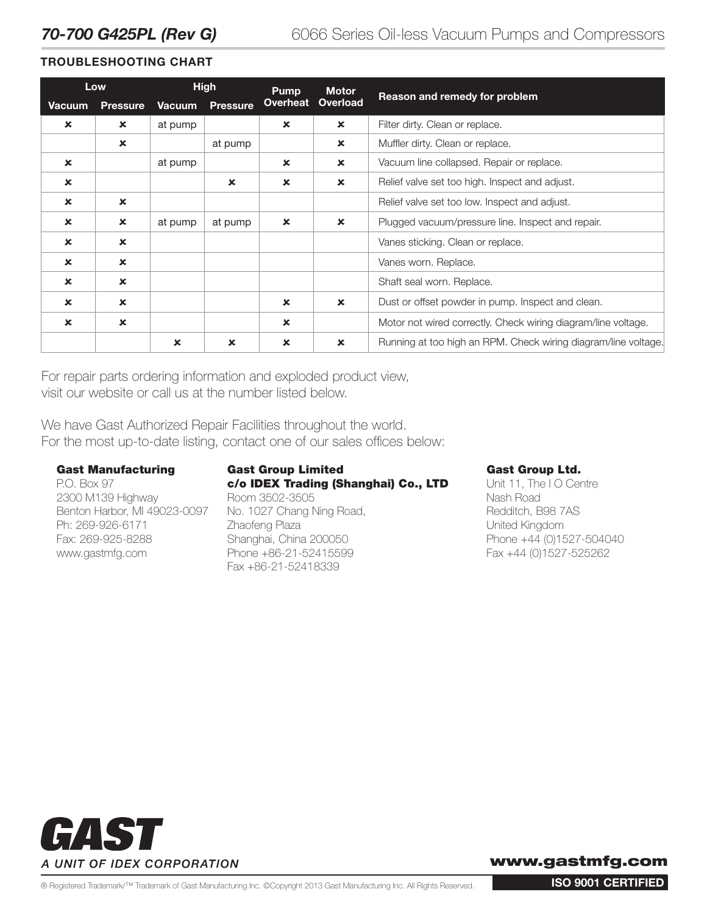### TROUBLESHOOTING CHART

| Low | | High | | Pump Overheat | Motor Overload | Reason and remedy for problem |
|---|---|---|---|---|---|---|
| Vacuum | Pressure | Vacuum | Pressure | | | |
| × | × | at pump | | × | × | Filter dirty. Clean or replace. |
| | × | | at pump | | × | Muffler dirty. Clean or replace. |
| × | | at pump | | × | × | Vacuum line collapsed. Repair or replace. |
| × | | | × | × | × | Relief valve set too high. Inspect and adjust. |
| × | × | | | | | Relief valve set too low. Inspect and adjust. |
| × | × | at pump | at pump | × | × | Plugged vacuum/pressure line. Inspect and repair. |
| × | × | | | | | Vanes sticking. Clean or replace. |
| × | × | | | | | Vanes worn. Replace. |
| × | × | | | | | Shaft seal worn. Replace. |
| × | × | | | × | × | Dust or offset powder in pump. Inspect and clean. |
| × | × | | | × | | Motor not wired correctly. Check wiring diagram/line voltage. |
| | | × | × | × | × | Running at too high an RPM. Check wiring diagram/line voltage. |

For repair parts ordering information and exploded product view, visit our website or call us at the number listed below.

We have Gast Authorized Repair Facilities throughout the world. For the most up-to-date listing, contact one of our sales offices below:

**Gast Manufacturing**
P.O. Box 97
2300 M139 Highway
Benton Harbor, MI 49023-0097
Ph: 269-926-6171
Fax: 269-925-8288
www.gastmfg.com

**Gast Group Limited**
**c/o IDEX Trading (Shanghai) Co., LTD**
Room 3502-3505
No. 1027 Chang Ning Road,
Zhaofeng Plaza
Shanghai, China 200050
Phone +86-21-52415599
Fax +86-21-52418339

**Gast Group Ltd.**
Unit 11, The I O Centre
Nash Road
Redditch, B98 7AS
United Kingdom
Phone +44 (0)1527-504040
Fax +44 (0)1527-525262

GAST
A UNIT OF IDEX CORPORATION

www.gastmfg.com

® Registered Trademark/™ Trademark of Gast Manufacturing Inc. ©Copyright 2013 Gast Manufacturing Inc. All Rights Reserved.

ISO 9001 CERTIFIED